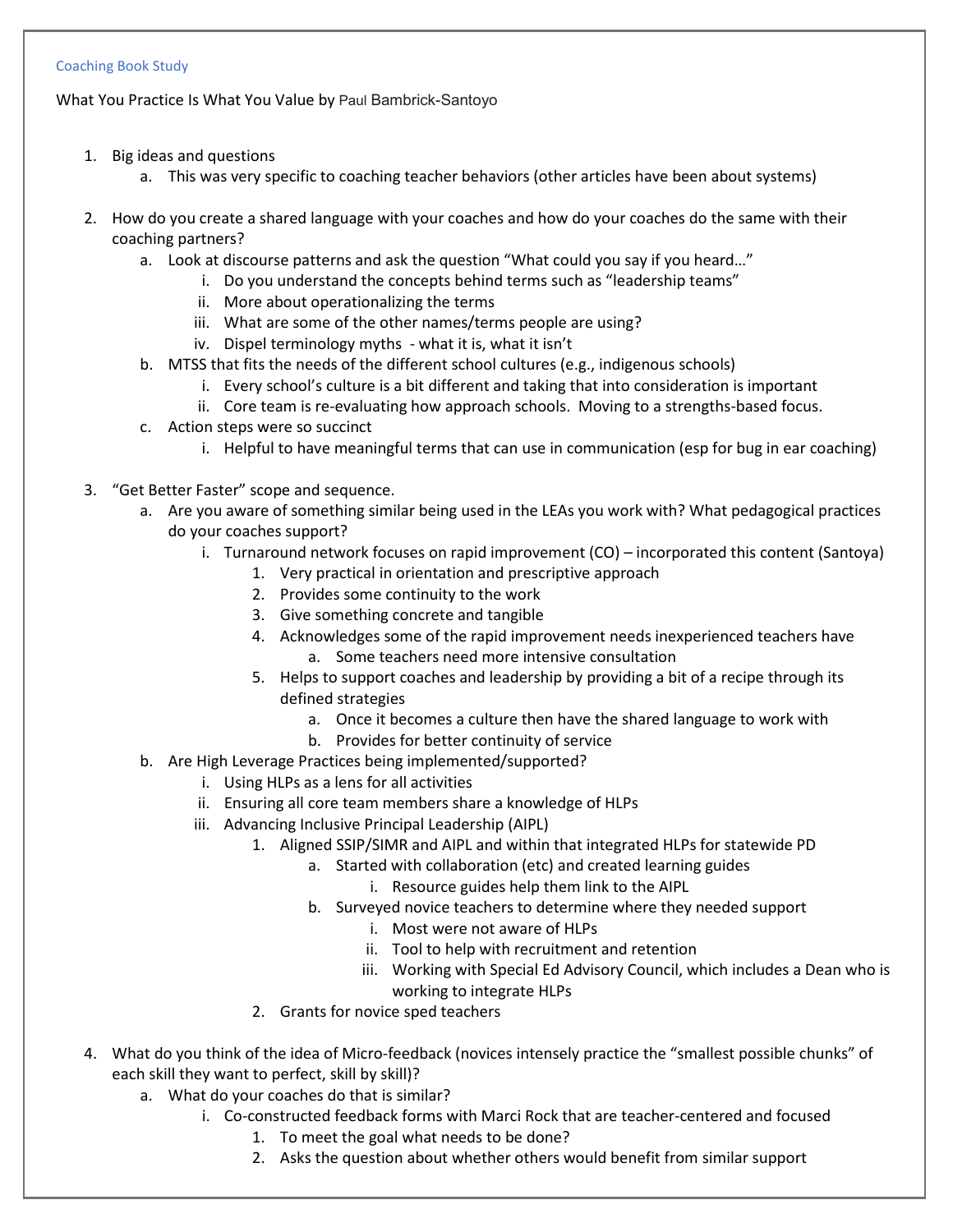Coaching Book Study

What You Practice Is What You Value by Paul Bambrick-Santoyo

1. Big ideas and questions
    a. This was very specific to coaching teacher behaviors (other articles have been about systems)

2. How do you create a shared language with your coaches and how do your coaches do the same with their coaching partners?
    a. Look at discourse patterns and ask the question "What could you say if you heard…"
        i. Do you understand the concepts behind terms such as "leadership teams"
        ii. More about operationalizing the terms
        iii. What are some of the other names/terms people are using?
        iv. Dispel terminology myths - what it is, what it isn't
    b. MTSS that fits the needs of the different school cultures (e.g., indigenous schools)
        i. Every school's culture is a bit different and taking that into consideration is important
        ii. Core team is re-evaluating how approach schools. Moving to a strengths-based focus.
    c. Action steps were so succinct
        i. Helpful to have meaningful terms that can use in communication (esp for bug in ear coaching)

3. "Get Better Faster" scope and sequence.
    a. Are you aware of something similar being used in the LEAs you work with? What pedagogical practices do your coaches support?
        i. Turnaround network focuses on rapid improvement (CO) – incorporated this content (Santoya)
            1. Very practical in orientation and prescriptive approach
            2. Provides some continuity to the work
            3. Give something concrete and tangible
            4. Acknowledges some of the rapid improvement needs inexperienced teachers have
                a. Some teachers need more intensive consultation
            5. Helps to support coaches and leadership by providing a bit of a recipe through its defined strategies
                a. Once it becomes a culture then have the shared language to work with
                b. Provides for better continuity of service
    b. Are High Leverage Practices being implemented/supported?
        i. Using HLPs as a lens for all activities
        ii. Ensuring all core team members share a knowledge of HLPs
        iii. Advancing Inclusive Principal Leadership (AIPL)
            1. Aligned SSIP/SIMR and AIPL and within that integrated HLPs for statewide PD
                a. Started with collaboration (etc) and created learning guides
                    i. Resource guides help them link to the AIPL
                b. Surveyed novice teachers to determine where they needed support
                    i. Most were not aware of HLPs
                    ii. Tool to help with recruitment and retention
                    iii. Working with Special Ed Advisory Council, which includes a Dean who is working to integrate HLPs
            2. Grants for novice sped teachers

4. What do you think of the idea of Micro-feedback (novices intensely practice the "smallest possible chunks" of each skill they want to perfect, skill by skill)?
    a. What do your coaches do that is similar?
        i. Co-constructed feedback forms with Marci Rock that are teacher-centered and focused
            1. To meet the goal what needs to be done?
            2. Asks the question about whether others would benefit from similar support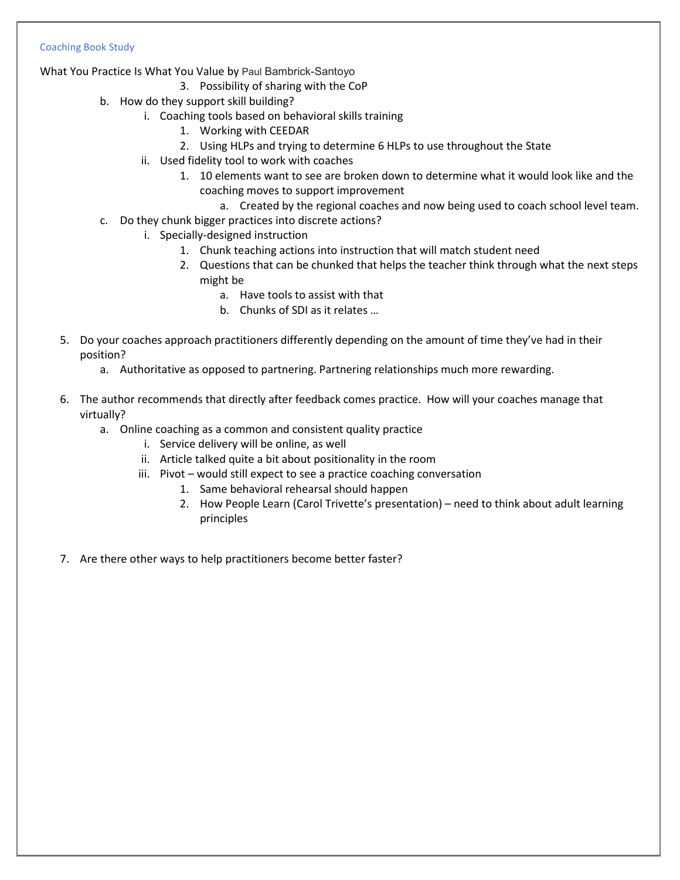Coaching Book Study

What You Practice Is What You Value by Paul Bambrick-Santoyo

            3. Possibility of sharing with the CoP
    b. How do they support skill building?
        i. Coaching tools based on behavioral skills training
            1. Working with CEEDAR
            2. Using HLPs and trying to determine 6 HLPs to use throughout the State
        ii. Used fidelity tool to work with coaches
            1. 10 elements want to see are broken down to determine what it would look like and the coaching moves to support improvement
                a. Created by the regional coaches and now being used to coach school level team.
    c. Do they chunk bigger practices into discrete actions?
        i. Specially-designed instruction
            1. Chunk teaching actions into instruction that will match student need
            2. Questions that can be chunked that helps the teacher think through what the next steps might be
                a. Have tools to assist with that
                b. Chunks of SDI as it relates …

5. Do your coaches approach practitioners differently depending on the amount of time they've had in their position?
    a. Authoritative as opposed to partnering. Partnering relationships much more rewarding.

6. The author recommends that directly after feedback comes practice. How will your coaches manage that virtually?
    a. Online coaching as a common and consistent quality practice
        i. Service delivery will be online, as well
        ii. Article talked quite a bit about positionality in the room
        iii. Pivot – would still expect to see a practice coaching conversation
            1. Same behavioral rehearsal should happen
            2. How People Learn (Carol Trivette's presentation) – need to think about adult learning principles

7. Are there other ways to help practitioners become better faster?